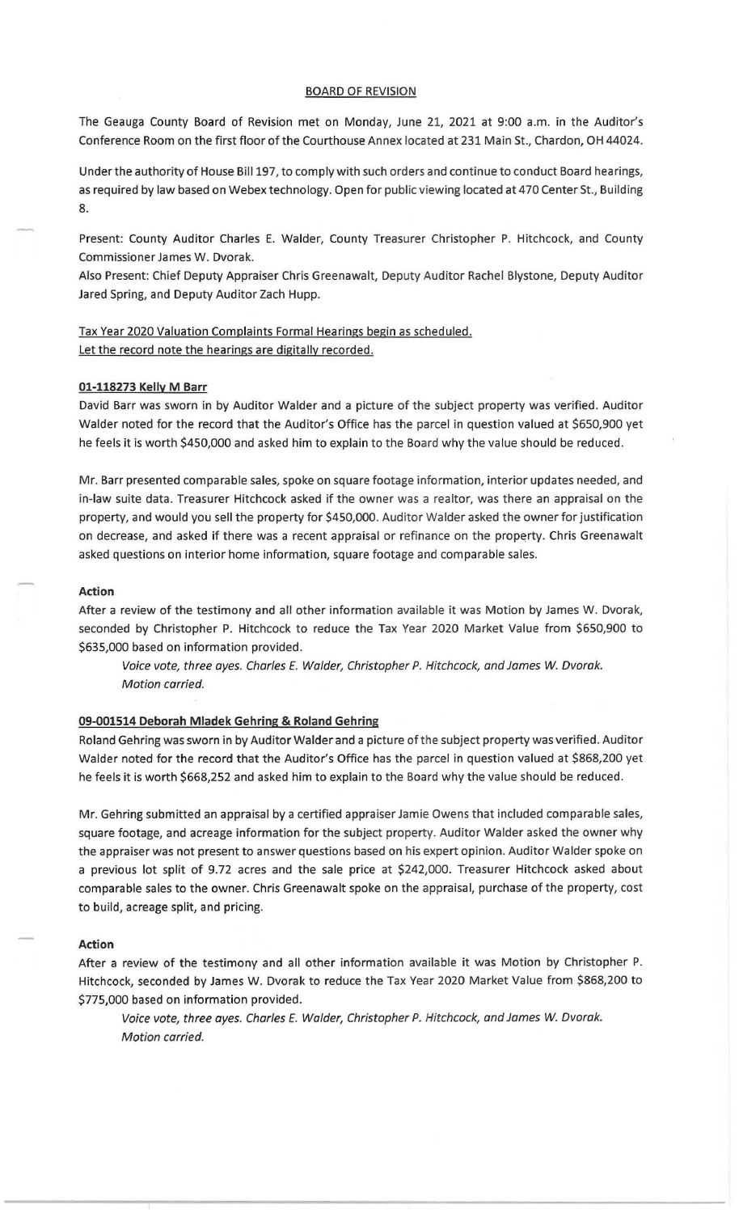## BOARD OF REVISION

The Geauga County Board of Revision met on Monday, June 21, 2021 at 9:00 a.m. in the Auditor's Conference Room on the first floor of the Courthouse Annex located at 231 Main St., Chardon, OH 44024.

Under the authority of House Bill 197, to comply with such orders and continue to conduct Board hearings, as required by law based on Webex technology. Open for public viewing located at 470 Center St., Building 8.

Present: County Auditor Charles E. Walder, County Treasurer Christopher P. Hitchcock, and County Commissioner James W. Dvorak.
Also Present: Chief Deputy Appraiser Chris Greenawalt, Deputy Auditor Rachel Blystone, Deputy Auditor Jared Spring, and Deputy Auditor Zach Hupp.

Tax Year 2020 Valuation Complaints Formal Hearings begin as scheduled.
Let the record note the hearings are digitally recorded.

### 01-118273 Kelly M Barr

David Barr was sworn in by Auditor Walder and a picture of the subject property was verified. Auditor Walder noted for the record that the Auditor's Office has the parcel in question valued at $650,900 yet he feels it is worth $450,000 and asked him to explain to the Board why the value should be reduced.

Mr. Barr presented comparable sales, spoke on square footage information, interior updates needed, and in-law suite data. Treasurer Hitchcock asked if the owner was a realtor, was there an appraisal on the property, and would you sell the property for $450,000. Auditor Walder asked the owner for justification on decrease, and asked if there was a recent appraisal or refinance on the property. Chris Greenawalt asked questions on interior home information, square footage and comparable sales.

**Action**

After a review of the testimony and all other information available it was Motion by James W. Dvorak, seconded by Christopher P. Hitchcock to reduce the Tax Year 2020 Market Value from $650,900 to $635,000 based on information provided.

*Voice vote, three ayes. Charles E. Walder, Christopher P. Hitchcock, and James W. Dvorak. Motion carried.*

### 09-001514 Deborah Mladek Gehring & Roland Gehring

Roland Gehring was sworn in by Auditor Walder and a picture of the subject property was verified. Auditor Walder noted for the record that the Auditor's Office has the parcel in question valued at $868,200 yet he feels it is worth $668,252 and asked him to explain to the Board why the value should be reduced.

Mr. Gehring submitted an appraisal by a certified appraiser Jamie Owens that included comparable sales, square footage, and acreage information for the subject property. Auditor Walder asked the owner why the appraiser was not present to answer questions based on his expert opinion. Auditor Walder spoke on a previous lot split of 9.72 acres and the sale price at $242,000. Treasurer Hitchcock asked about comparable sales to the owner. Chris Greenawalt spoke on the appraisal, purchase of the property, cost to build, acreage split, and pricing.

**Action**

After a review of the testimony and all other information available it was Motion by Christopher P. Hitchcock, seconded by James W. Dvorak to reduce the Tax Year 2020 Market Value from $868,200 to $775,000 based on information provided.

*Voice vote, three ayes. Charles E. Walder, Christopher P. Hitchcock, and James W. Dvorak. Motion carried.*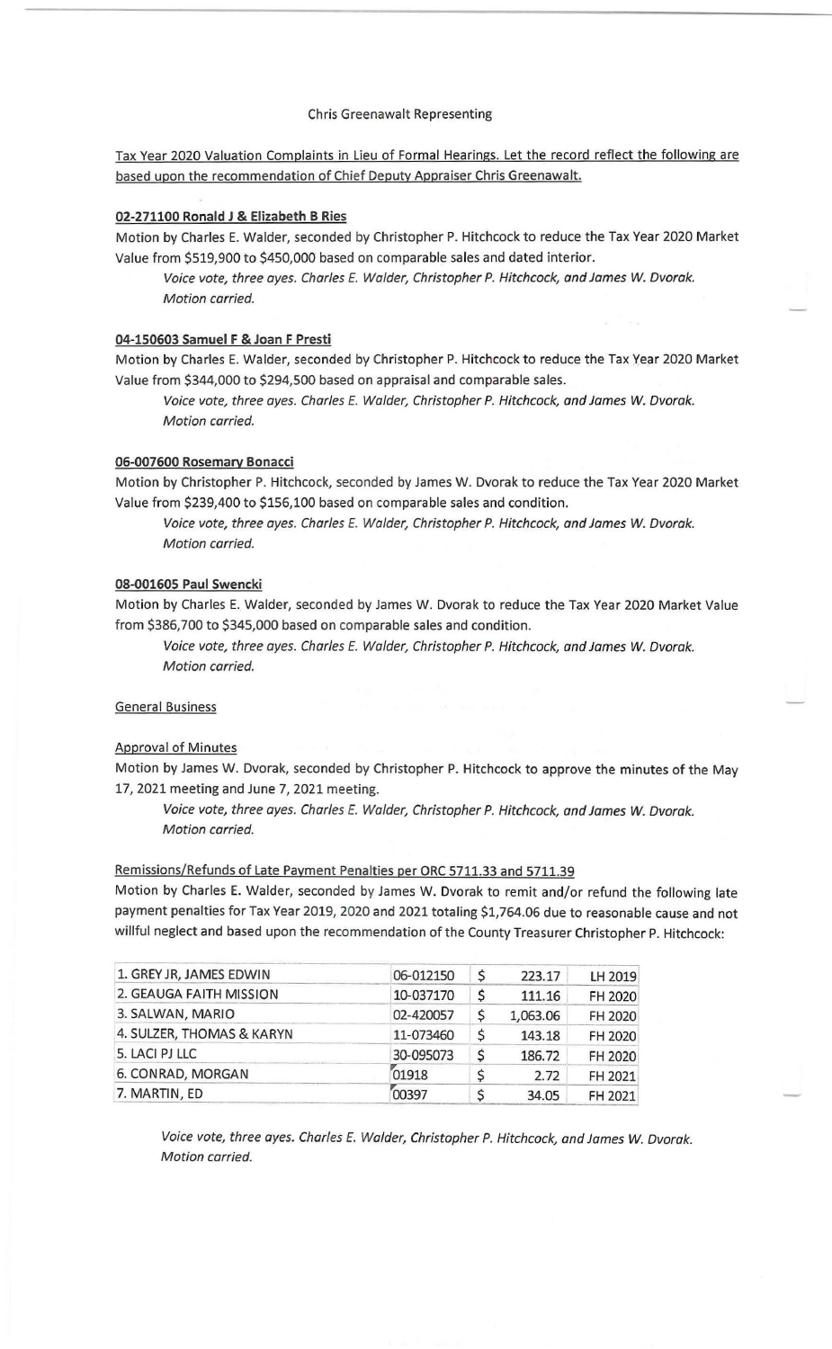Chris Greenawalt Representing

Tax Year 2020 Valuation Complaints in Lieu of Formal Hearings. Let the record reflect the following are based upon the recommendation of Chief Deputy Appraiser Chris Greenawalt.

**02-271100 Ronald J & Elizabeth B Ries**

Motion by Charles E. Walder, seconded by Christopher P. Hitchcock to reduce the Tax Year 2020 Market Value from $519,900 to $450,000 based on comparable sales and dated interior.

*Voice vote, three ayes. Charles E. Walder, Christopher P. Hitchcock, and James W. Dvorak. Motion carried.*

**04-150603 Samuel F & Joan F Presti**

Motion by Charles E. Walder, seconded by Christopher P. Hitchcock to reduce the Tax Year 2020 Market Value from $344,000 to $294,500 based on appraisal and comparable sales.

*Voice vote, three ayes. Charles E. Walder, Christopher P. Hitchcock, and James W. Dvorak. Motion carried.*

**06-007600 Rosemary Bonacci**

Motion by Christopher P. Hitchcock, seconded by James W. Dvorak to reduce the Tax Year 2020 Market Value from $239,400 to $156,100 based on comparable sales and condition.

*Voice vote, three ayes. Charles E. Walder, Christopher P. Hitchcock, and James W. Dvorak. Motion carried.*

**08-001605 Paul Swencki**

Motion by Charles E. Walder, seconded by James W. Dvorak to reduce the Tax Year 2020 Market Value from $386,700 to $345,000 based on comparable sales and condition.

*Voice vote, three ayes. Charles E. Walder, Christopher P. Hitchcock, and James W. Dvorak. Motion carried.*

General Business

Approval of Minutes

Motion by James W. Dvorak, seconded by Christopher P. Hitchcock to approve the minutes of the May 17, 2021 meeting and June 7, 2021 meeting.

*Voice vote, three ayes. Charles E. Walder, Christopher P. Hitchcock, and James W. Dvorak. Motion carried.*

Remissions/Refunds of Late Payment Penalties per ORC 5711.33 and 5711.39

Motion by Charles E. Walder, seconded by James W. Dvorak to remit and/or refund the following late payment penalties for Tax Year 2019, 2020 and 2021 totaling $1,764.06 due to reasonable cause and not willful neglect and based upon the recommendation of the County Treasurer Christopher P. Hitchcock:

| | | | | |
|---|---|---|---|---|
| 1. GREY JR, JAMES EDWIN | 06-012150 | $ | 223.17 | LH 2019 |
| 2. GEAUGA FAITH MISSION | 10-037170 | $ | 111.16 | FH 2020 |
| 3. SALWAN, MARIO | 02-420057 | $ | 1,063.06 | FH 2020 |
| 4. SULZER, THOMAS & KARYN | 11-073460 | $ | 143.18 | FH 2020 |
| 5. LACI PJ LLC | 30-095073 | $ | 186.72 | FH 2020 |
| 6. CONRAD, MORGAN | 01918 | $ | 2.72 | FH 2021 |
| 7. MARTIN, ED | 00397 | $ | 34.05 | FH 2021 |

*Voice vote, three ayes. Charles E. Walder, Christopher P. Hitchcock, and James W. Dvorak. Motion carried.*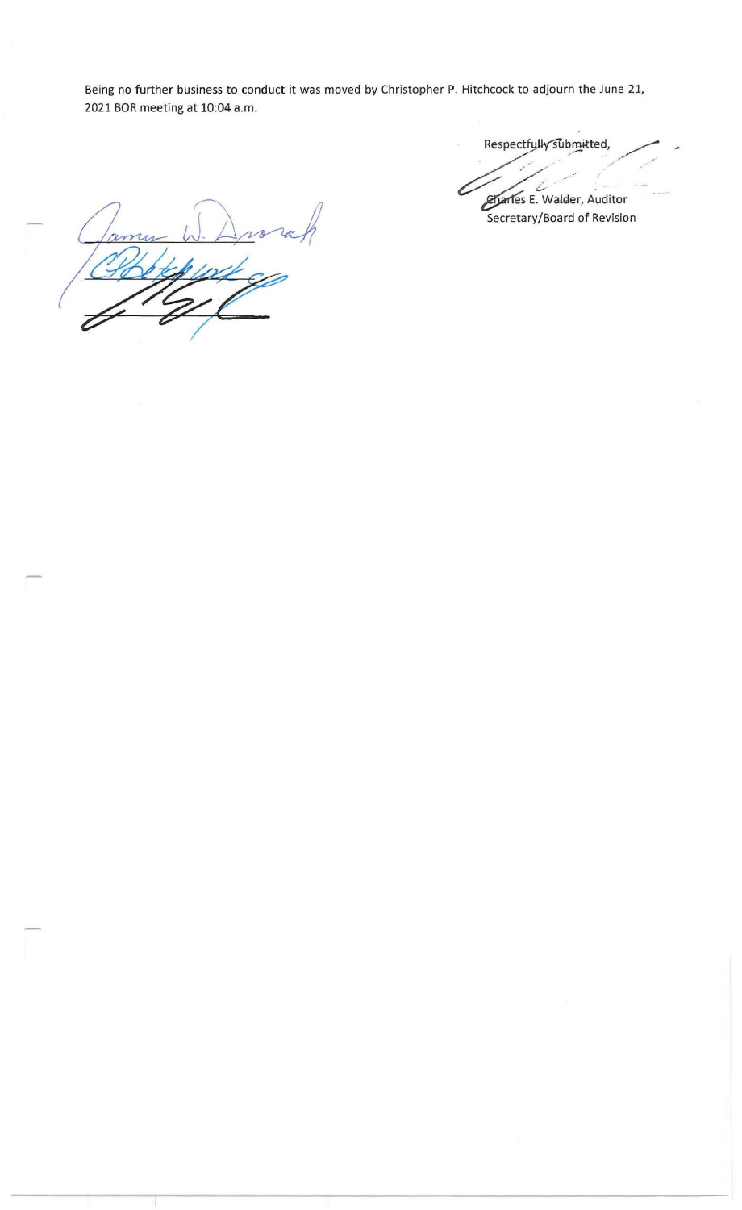Being no further business to conduct it was moved by Christopher P. Hitchcock to adjourn the June 21, 2021 BOR meeting at 10:04 a.m.

Respectfully submitted,

Charles E. Walder, Auditor
Secretary/Board of Revision